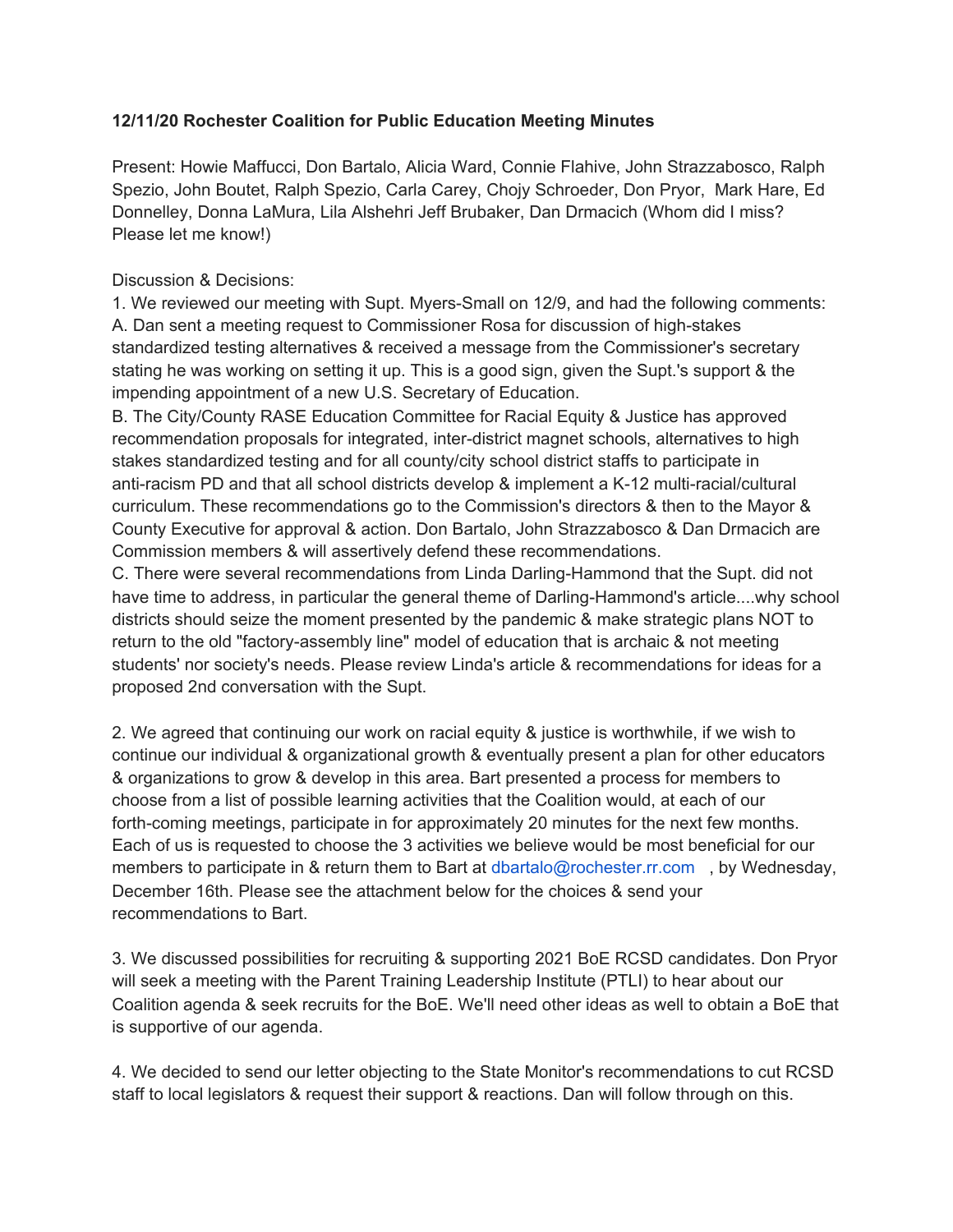**12/11/20 Rochester Coalition for Public Education Meeting Minutes**

Present: Howie Maffucci, Don Bartalo, Alicia Ward, Connie Flahive, John Strazzabosco, Ralph Spezio, John Boutet, Ralph Spezio, Carla Carey, Chojy Schroeder, Don Pryor, Mark Hare, Ed Donnelley, Donna LaMura, Lila Alshehri Jeff Brubaker, Dan Drmacich (Whom did I miss? Please let me know!)

Discussion & Decisions:

1. We reviewed our meeting with Supt. Myers-Small on 12/9, and had the following comments:

A. Dan sent a meeting request to Commissioner Rosa for discussion of high-stakes standardized testing alternatives & received a message from the Commissioner's secretary stating he was working on setting it up. This is a good sign, given the Supt.'s support & the impending appointment of a new U.S. Secretary of Education.

B. The City/County RASE Education Committee for Racial Equity & Justice has approved recommendation proposals for integrated, inter-district magnet schools, alternatives to high stakes standardized testing and for all county/city school district staffs to participate in anti-racism PD and that all school districts develop & implement a K-12 multi-racial/cultural curriculum. These recommendations go to the Commission's directors & then to the Mayor & County Executive for approval & action. Don Bartalo, John Strazzabosco & Dan Drmacich are Commission members & will assertively defend these recommendations.

C. There were several recommendations from Linda Darling-Hammond that the Supt. did not have time to address, in particular the general theme of Darling-Hammond's article....why school districts should seize the moment presented by the pandemic & make strategic plans NOT to return to the old "factory-assembly line" model of education that is archaic & not meeting students' nor society's needs. Please review Linda's article & recommendations for ideas for a proposed 2nd conversation with the Supt.

2. We agreed that continuing our work on racial equity & justice is worthwhile, if we wish to continue our individual & organizational growth & eventually present a plan for other educators & organizations to grow & develop in this area. Bart presented a process for members to choose from a list of possible learning activities that the Coalition would, at each of our forth-coming meetings, participate in for approximately 20 minutes for the next few months. Each of us is requested to choose the 3 activities we believe would be most beneficial for our members to participate in & return them to Bart at dbartalo@rochester.rr.com , by Wednesday, December 16th. Please see the attachment below for the choices & send your recommendations to Bart.

3. We discussed possibilities for recruiting & supporting 2021 BoE RCSD candidates. Don Pryor will seek a meeting with the Parent Training Leadership Institute (PTLI) to hear about our Coalition agenda & seek recruits for the BoE. We'll need other ideas as well to obtain a BoE that is supportive of our agenda.

4. We decided to send our letter objecting to the State Monitor's recommendations to cut RCSD staff to local legislators & request their support & reactions. Dan will follow through on this.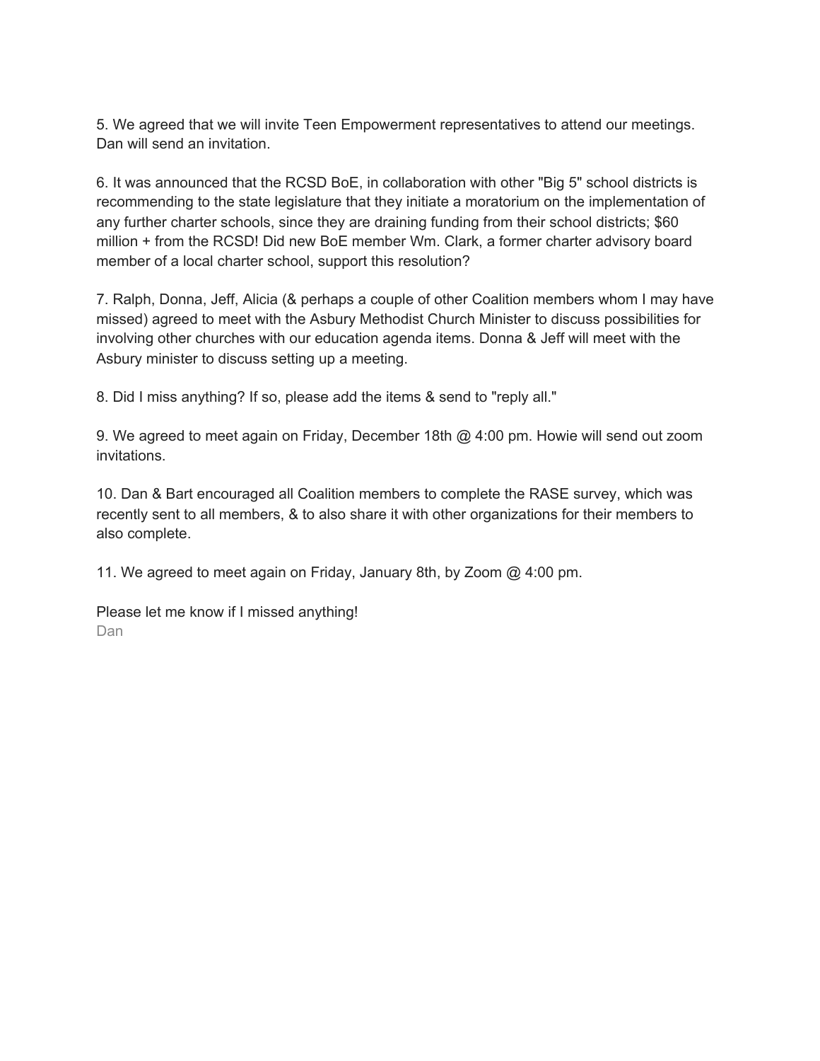5. We agreed that we will invite Teen Empowerment representatives to attend our meetings. Dan will send an invitation.

6. It was announced that the RCSD BoE, in collaboration with other "Big 5" school districts is recommending to the state legislature that they initiate a moratorium on the implementation of any further charter schools, since they are draining funding from their school districts; $60 million + from the RCSD! Did new BoE member Wm. Clark, a former charter advisory board member of a local charter school, support this resolution?

7. Ralph, Donna, Jeff, Alicia (& perhaps a couple of other Coalition members whom I may have missed) agreed to meet with the Asbury Methodist Church Minister to discuss possibilities for involving other churches with our education agenda items. Donna & Jeff will meet with the Asbury minister to discuss setting up a meeting.

8. Did I miss anything? If so, please add the items & send to "reply all."

9. We agreed to meet again on Friday, December 18th @ 4:00 pm. Howie will send out zoom invitations.

10. Dan & Bart encouraged all Coalition members to complete the RASE survey, which was recently sent to all members, & to also share it with other organizations for their members to also complete.

11. We agreed to meet again on Friday, January 8th, by Zoom @ 4:00 pm.

Please let me know if I missed anything!
Dan